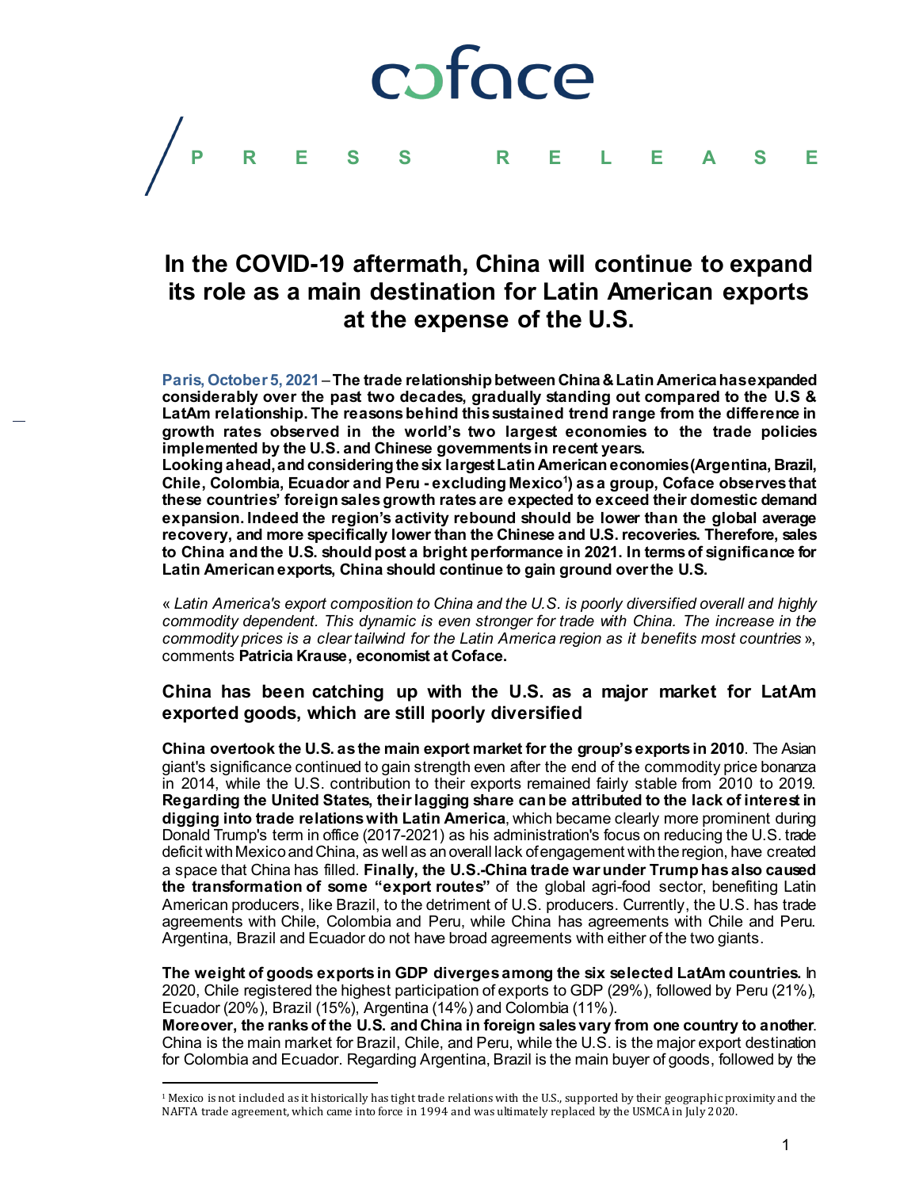coface

PRESS RELEASE

# In the COVID-19 aftermath, China will continue to expand its role as a main destination for Latin American exports at the expense of the U.S.

Paris, October 5, 2021 – **The trade relationship between China & Latin America has expanded considerably over the past two decades, gradually standing out compared to the U.S & LatAm relationship. The reasons behind this sustained trend range from the difference in growth rates observed in the world's two largest economies to the trade policies implemented by the U.S. and Chinese governments in recent years.**
**Looking ahead, and considering the six largest Latin American economies (Argentina, Brazil, Chile, Colombia, Ecuador and Peru - excluding Mexico[1]) as a group, Coface observes that these countries' foreign sales growth rates are expected to exceed their domestic demand expansion. Indeed the region's activity rebound should be lower than the global average recovery, and more specifically lower than the Chinese and U.S. recoveries. Therefore, sales to China and the U.S. should post a bright performance in 2021. In terms of significance for Latin American exports, China should continue to gain ground over the U.S.**

« *Latin America's export composition to China and the U.S. is poorly diversified overall and highly commodity dependent. This dynamic is even stronger for trade with China. The increase in the commodity prices is a clear tailwind for the Latin America region as it benefits most countries* », comments **Patricia Krause, economist at Coface.**

## China has been catching up with the U.S. as a major market for LatAm exported goods, which are still poorly diversified

**China overtook the U.S. as the main export market for the group's exports in 2010**. The Asian giant's significance continued to gain strength even after the end of the commodity price bonanza in 2014, while the U.S. contribution to their exports remained fairly stable from 2010 to 2019. **Regarding the United States, their lagging share can be attributed to the lack of interest in digging into trade relations with Latin America**, which became clearly more prominent during Donald Trump's term in office (2017-2021) as his administration's focus on reducing the U.S. trade deficit with Mexico and China, as well as an overall lack of engagement with the region, have created a space that China has filled. **Finally, the U.S.-China trade war under Trump has also caused the transformation of some "export routes"** of the global agri-food sector, benefiting Latin American producers, like Brazil, to the detriment of U.S. producers. Currently, the U.S. has trade agreements with Chile, Colombia and Peru, while China has agreements with Chile and Peru. Argentina, Brazil and Ecuador do not have broad agreements with either of the two giants.

**The weight of goods exports in GDP diverges among the six selected LatAm countries.** In 2020, Chile registered the highest participation of exports to GDP (29%), followed by Peru (21%), Ecuador (20%), Brazil (15%), Argentina (14%) and Colombia (11%).
**Moreover, the ranks of the U.S. and China in foreign sales vary from one country to another**. China is the main market for Brazil, Chile, and Peru, while the U.S. is the major export destination for Colombia and Ecuador. Regarding Argentina, Brazil is the main buyer of goods, followed by the

[1] Mexico is not included as it historically has tight trade relations with the U.S., supported by their geographic proximity and the NAFTA trade agreement, which came into force in 1994 and was ultimately replaced by the USMCA in July 2020.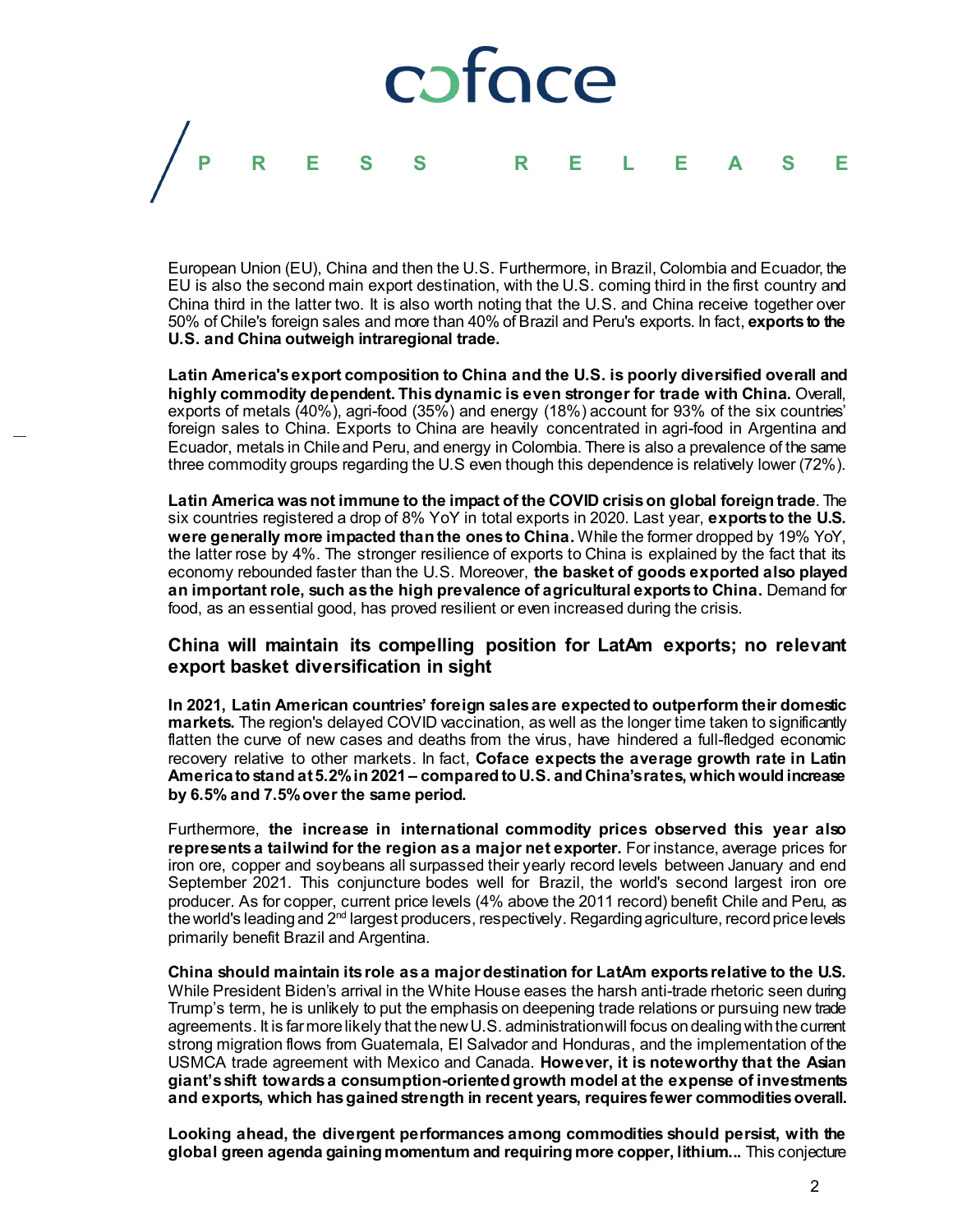European Union (EU), China and then the U.S. Furthermore, in Brazil, Colombia and Ecuador, the EU is also the second main export destination, with the U.S. coming third in the first country and China third in the latter two. It is also worth noting that the U.S. and China receive together over 50% of Chile's foreign sales and more than 40% of Brazil and Peru's exports. In fact, **exports to the U.S. and China outweigh intraregional trade.**

**Latin America's export composition to China and the U.S. is poorly diversified overall and highly commodity dependent. This dynamic is even stronger for trade with China.** Overall, exports of metals (40%), agri-food (35%) and energy (18%) account for 93% of the six countries' foreign sales to China. Exports to China are heavily concentrated in agri-food in Argentina and Ecuador, metals in Chile and Peru, and energy in Colombia. There is also a prevalence of the same three commodity groups regarding the U.S even though this dependence is relatively lower (72%).

**Latin America was not immune to the impact of the COVID crisis on global foreign trade**. The six countries registered a drop of 8% YoY in total exports in 2020. Last year, **exports to the U.S. were generally more impacted than the ones to China.** While the former dropped by 19% YoY, the latter rose by 4%. The stronger resilience of exports to China is explained by the fact that its economy rebounded faster than the U.S. Moreover, **the basket of goods exported also played an important role, such as the high prevalence of agricultural exports to China.** Demand for food, as an essential good, has proved resilient or even increased during the crisis.

## China will maintain its compelling position for LatAm exports; no relevant export basket diversification in sight

**In 2021, Latin American countries' foreign sales are expected to outperform their domestic markets.** The region's delayed COVID vaccination, as well as the longer time taken to significantly flatten the curve of new cases and deaths from the virus, have hindered a full-fledged economic recovery relative to other markets. In fact, **Coface expects the average growth rate in Latin America to stand at 5.2% in 2021 – compared to U.S. and China's rates, which would increase by 6.5% and 7.5% over the same period.**

Furthermore, **the increase in international commodity prices observed this year also represents a tailwind for the region as a major net exporter.** For instance, average prices for iron ore, copper and soybeans all surpassed their yearly record levels between January and end September 2021. This conjuncture bodes well for Brazil, the world's second largest iron ore producer. As for copper, current price levels (4% above the 2011 record) benefit Chile and Peru, as the world's leading and 2nd largest producers, respectively. Regarding agriculture, record price levels primarily benefit Brazil and Argentina.

**China should maintain its role as a major destination for LatAm exports relative to the U.S.** While President Biden's arrival in the White House eases the harsh anti-trade rhetoric seen during Trump's term, he is unlikely to put the emphasis on deepening trade relations or pursuing new trade agreements. It is far more likely that the new U.S. administration will focus on dealing with the current strong migration flows from Guatemala, El Salvador and Honduras, and the implementation of the USMCA trade agreement with Mexico and Canada. **However, it is noteworthy that the Asian giant's shift towards a consumption-oriented growth model at the expense of investments and exports, which has gained strength in recent years, requires fewer commodities overall.**

**Looking ahead, the divergent performances among commodities should persist, with the global green agenda gaining momentum and requiring more copper, lithium...** This conjecture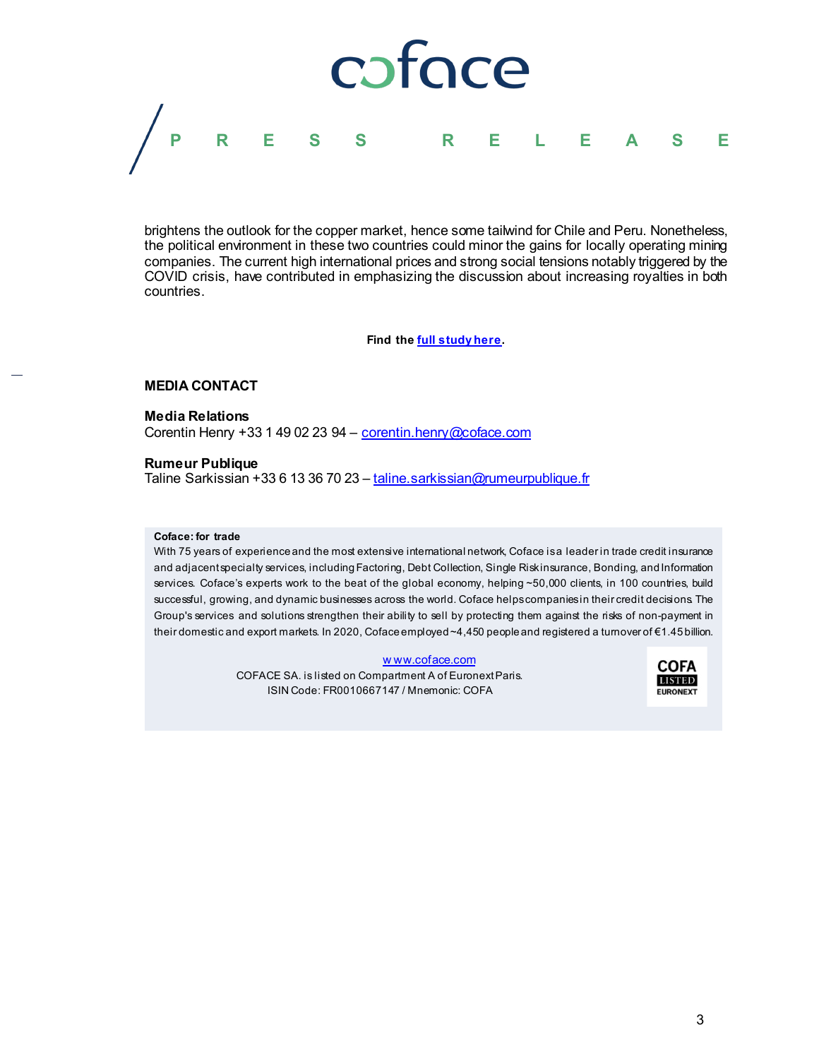brightens the outlook for the copper market, hence some tailwind for Chile and Peru. Nonetheless, the political environment in these two countries could minor the gains for locally operating mining companies. The current high international prices and strong social tensions notably triggered by the COVID crisis, have contributed in emphasizing the discussion about increasing royalties in both countries.

**Find the [full study here](#).**

## MEDIA CONTACT

**Media Relations**
Corentin Henry +33 1 49 02 23 94 – corentin.henry@coface.com

**Rumeur Publique**
Taline Sarkissian +33 6 13 36 70 23 – taline.sarkissian@rumeurpublique.fr

**Coface: for trade**
With 75 years of experience and the most extensive international network, Coface is a leader in trade credit insurance and adjacent specialty services, including Factoring, Debt Collection, Single Risk insurance, Bonding, and Information services. Coface's experts work to the beat of the global economy, helping ~50,000 clients, in 100 countries, build successful, growing, and dynamic businesses across the world. Coface helps companies in their credit decisions. The Group's services and solutions strengthen their ability to sell by protecting them against the risks of non-payment in their domestic and export markets. In 2020, Coface employed ~4,450 people and registered a turnover of €1.45 billion.

www.coface.com
COFACE SA. is listed on Compartment A of Euronext Paris.
ISIN Code: FR0010667147 / Mnemonic: COFA

COFA
LISTED
EURONEXT